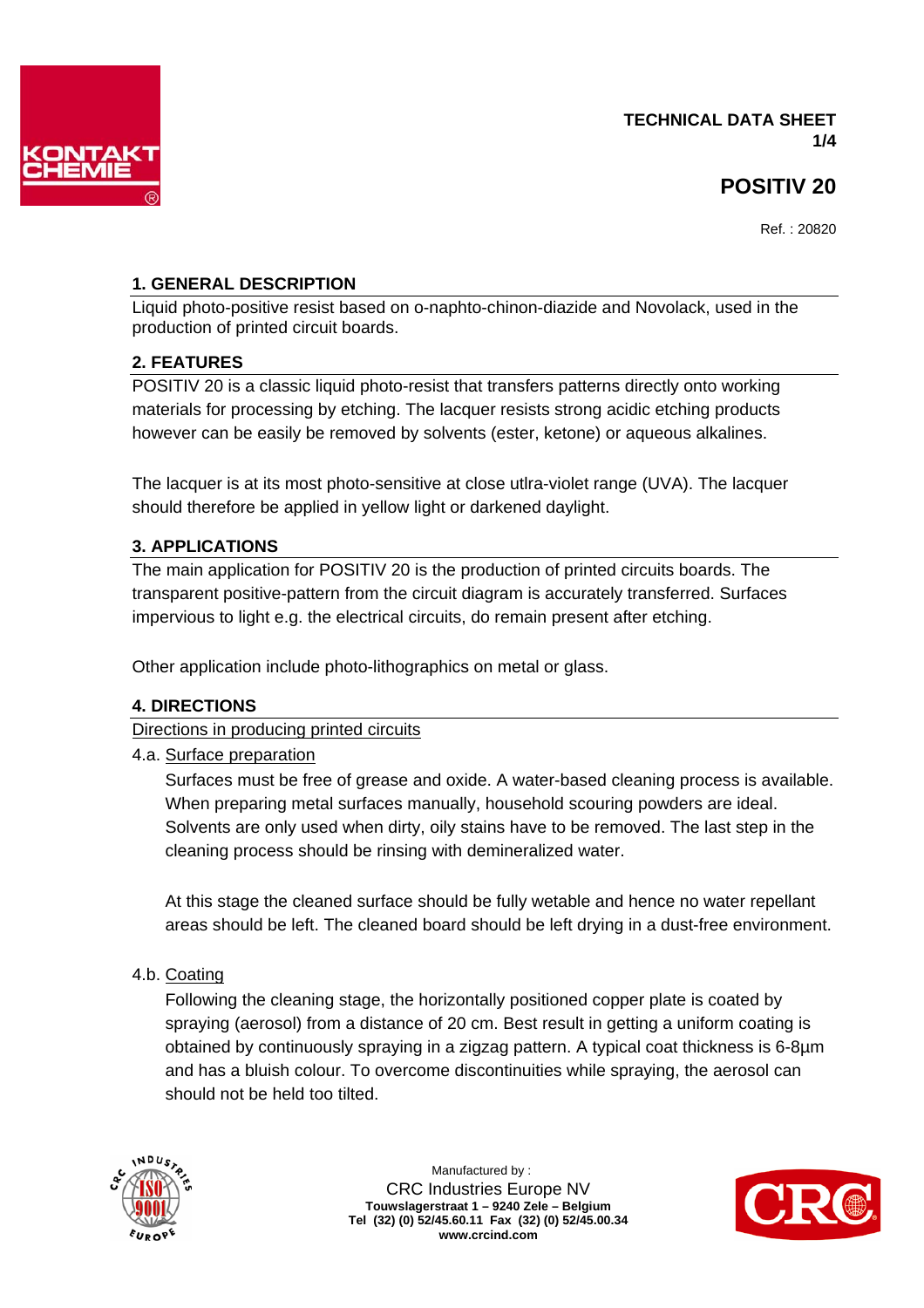TECHNICAL DATA SHEET

# POSITIV 20

Ref. : 20820

## 1. GENERAL DESCRIPTION

Liquid photo-positive resist based on o-naphto-chinon-diazide and Novolack, used in the production of printed circuit boards.

## 2. FEATURES

POSITIV 20 is a classic liquid photo-resist that transfers patterns directly onto working materials for processing by etching. The lacquer resists strong acidic etching products however can be easily be removed by solvents (ester, ketone) or aqueous alkalines.

The lacquer is at its most photo-sensitive at close utlra-violet range (UVA). The lacquer should therefore be applied in yellow light or darkened daylight.

## 3. APPLICATIONS

The main application for POSITIV 20 is the production of printed circuits boards. The transparent positive-pattern from the circuit diagram is accurately transferred. Surfaces impervious to light e.g. the electrical circuits, do remain present after etching.

Other application include photo-lithographics on metal or glass.

## 4. DIRECTIONS

Directions in producing printed circuits

4.a. Surface preparation

Surfaces must be free of grease and oxide. A water-based cleaning process is available. When preparing metal surfaces manually, household scouring powders are ideal. Solvents are only used when dirty, oily stains have to be removed. The last step in the cleaning process should be rinsing with demineralized water.

At this stage the cleaned surface should be fully wetable and hence no water repellant areas should be left. The cleaned board should be left drying in a dust-free environment.

4.b. Coating

Following the cleaning stage, the horizontally positioned copper plate is coated by spraying (aerosol) from a distance of 20 cm. Best result in getting a uniform coating is obtained by continuously spraying in a zigzag pattern. A typical coat thickness is 6-8µm and has a bluish colour. To overcome discontinuities while spraying, the aerosol can should not be held too tilted.

Manufactured by :
CRC Industries Europe NV
**Touwslagerstraat 1 – 9240 Zele – Belgium**
**Tel (32) (0) 52/45.60.11 Fax (32) (0) 52/45.00.34**
**www.crcind.com**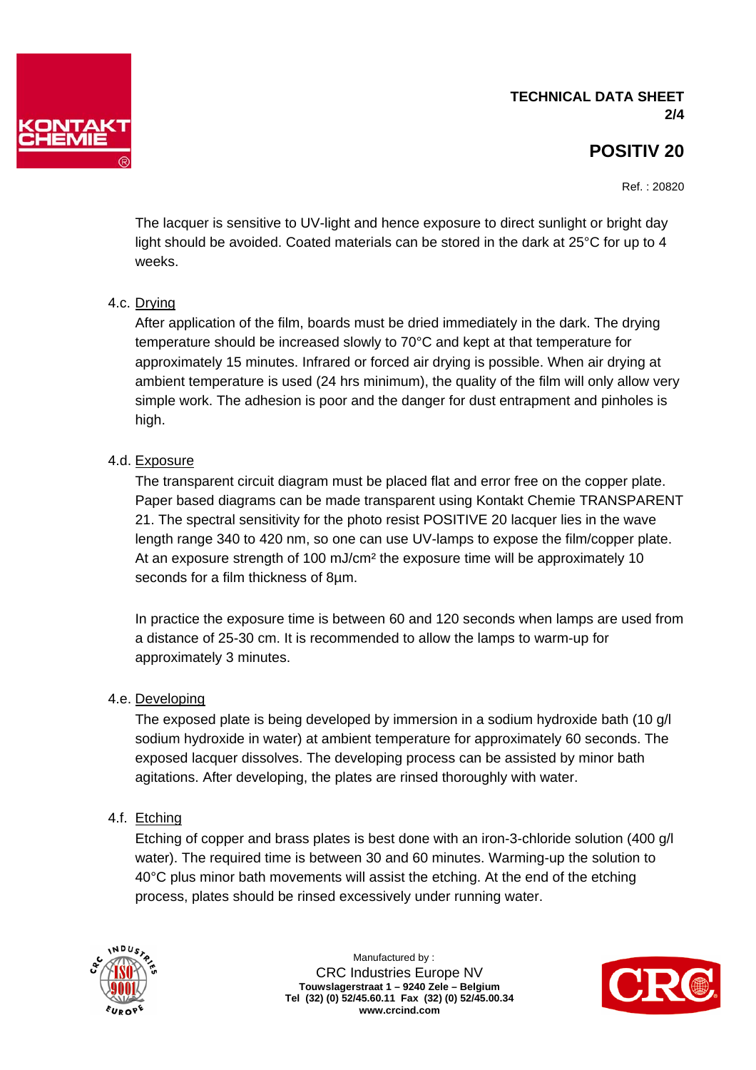The lacquer is sensitive to UV-light and hence exposure to direct sunlight or bright day light should be avoided. Coated materials can be stored in the dark at 25°C for up to 4 weeks.

4.c. Drying

After application of the film, boards must be dried immediately in the dark. The drying temperature should be increased slowly to 70°C and kept at that temperature for approximately 15 minutes. Infrared or forced air drying is possible. When air drying at ambient temperature is used (24 hrs minimum), the quality of the film will only allow very simple work. The adhesion is poor and the danger for dust entrapment and pinholes is high.

4.d. Exposure

The transparent circuit diagram must be placed flat and error free on the copper plate. Paper based diagrams can be made transparent using Kontakt Chemie TRANSPARENT 21. The spectral sensitivity for the photo resist POSITIVE 20 lacquer lies in the wave length range 340 to 420 nm, so one can use UV-lamps to expose the film/copper plate. At an exposure strength of 100 mJ/cm² the exposure time will be approximately 10 seconds for a film thickness of 8µm.

In practice the exposure time is between 60 and 120 seconds when lamps are used from a distance of 25-30 cm. It is recommended to allow the lamps to warm-up for approximately 3 minutes.

4.e. Developing

The exposed plate is being developed by immersion in a sodium hydroxide bath (10 g/l sodium hydroxide in water) at ambient temperature for approximately 60 seconds. The exposed lacquer dissolves. The developing process can be assisted by minor bath agitations. After developing, the plates are rinsed thoroughly with water.

4.f. Etching

Etching of copper and brass plates is best done with an iron-3-chloride solution (400 g/l water). The required time is between 30 and 60 minutes. Warming-up the solution to 40°C plus minor bath movements will assist the etching. At the end of the etching process, plates should be rinsed excessively under running water.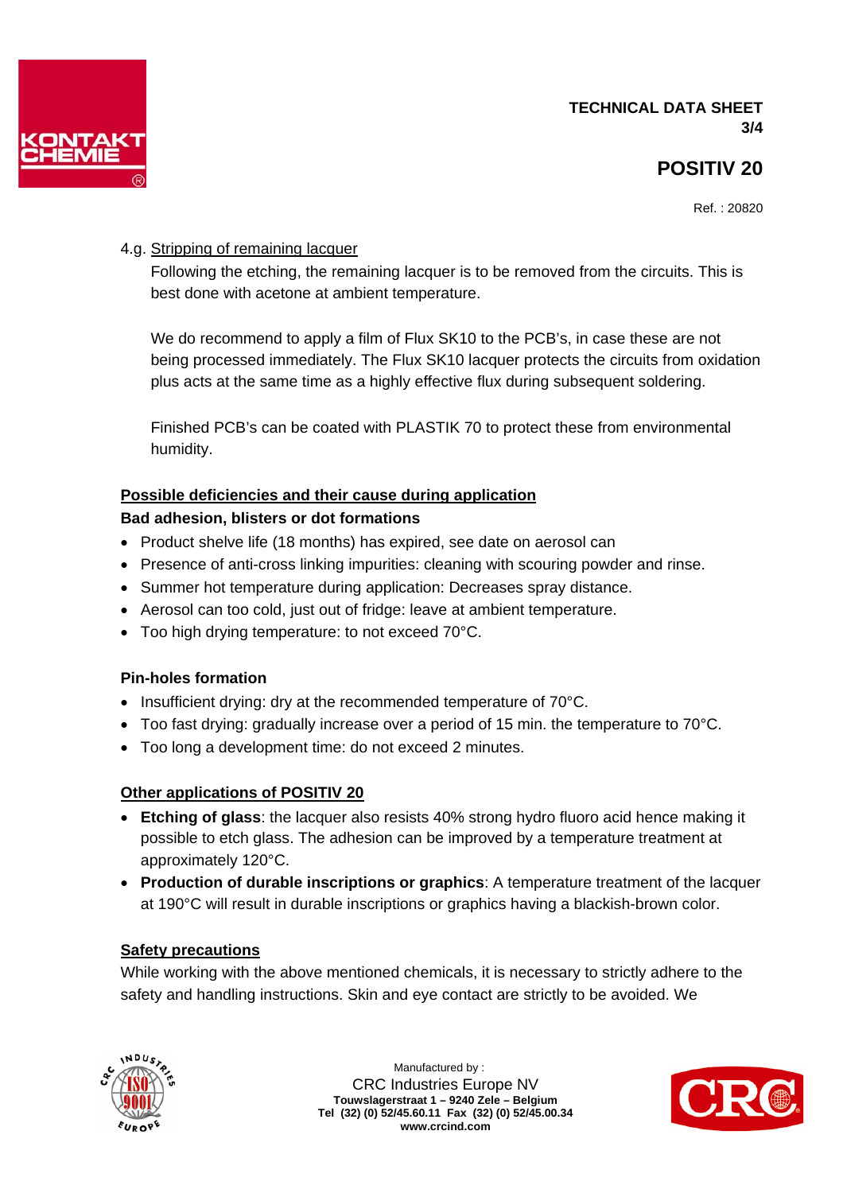4.g. Stripping of remaining lacquer

Following the etching, the remaining lacquer is to be removed from the circuits. This is best done with acetone at ambient temperature.

We do recommend to apply a film of Flux SK10 to the PCB's, in case these are not being processed immediately. The Flux SK10 lacquer protects the circuits from oxidation plus acts at the same time as a highly effective flux during subsequent soldering.

Finished PCB's can be coated with PLASTIK 70 to protect these from environmental humidity.

## Possible deficiencies and their cause during application

**Bad adhesion, blisters or dot formations**

- Product shelve life (18 months) has expired, see date on aerosol can
- Presence of anti-cross linking impurities: cleaning with scouring powder and rinse.
- Summer hot temperature during application: Decreases spray distance.
- Aerosol can too cold, just out of fridge: leave at ambient temperature.
- Too high drying temperature: to not exceed 70°C.

**Pin-holes formation**

- Insufficient drying: dry at the recommended temperature of 70°C.
- Too fast drying: gradually increase over a period of 15 min. the temperature to 70°C.
- Too long a development time: do not exceed 2 minutes.

## Other applications of POSITIV 20

- **Etching of glass**: the lacquer also resists 40% strong hydro fluoro acid hence making it possible to etch glass. The adhesion can be improved by a temperature treatment at approximately 120°C.
- **Production of durable inscriptions or graphics**: A temperature treatment of the lacquer at 190°C will result in durable inscriptions or graphics having a blackish-brown color.

## Safety precautions

While working with the above mentioned chemicals, it is necessary to strictly adhere to the safety and handling instructions. Skin and eye contact are strictly to be avoided. We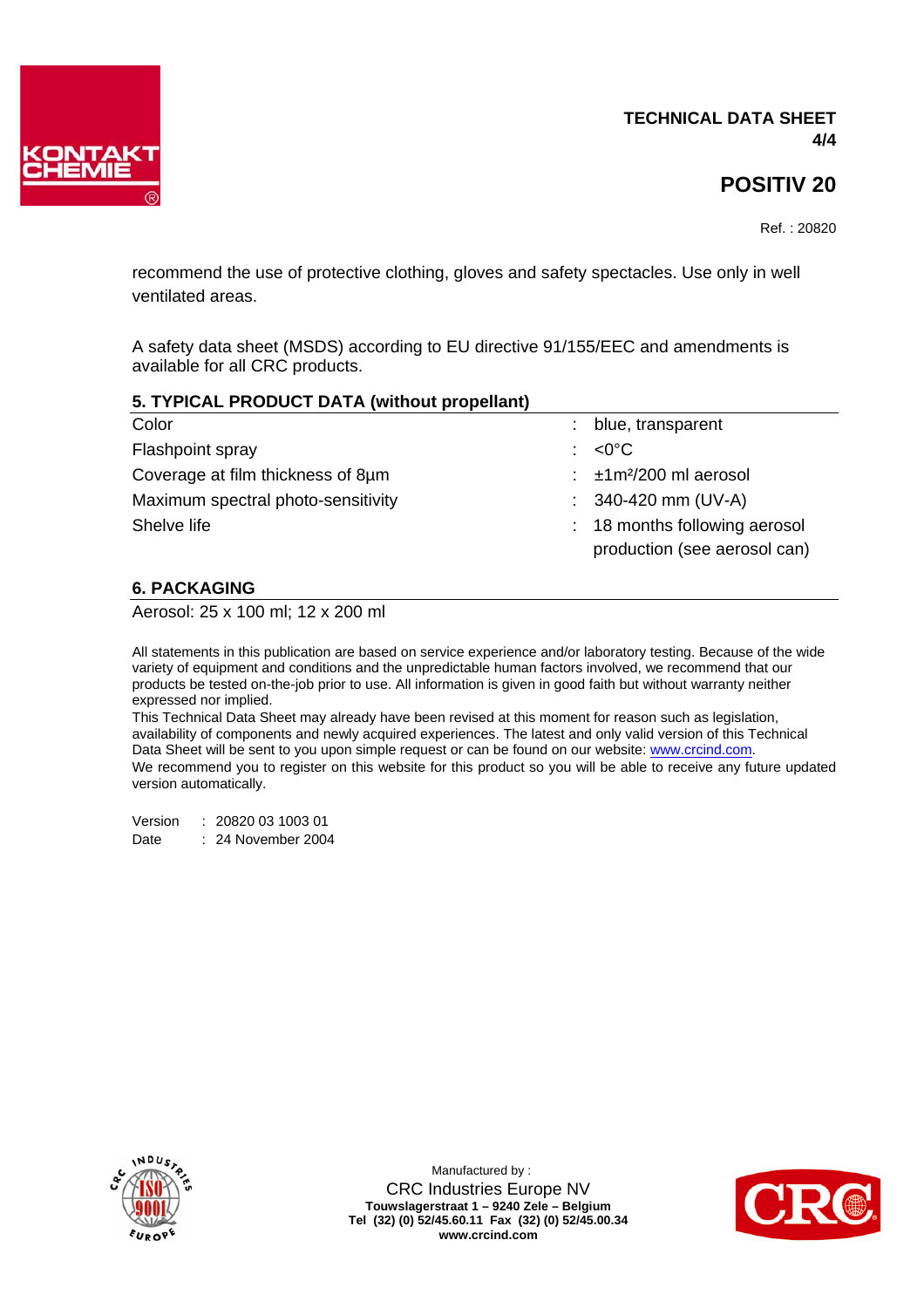recommend the use of protective clothing, gloves and safety spectacles. Use only in well ventilated areas.

A safety data sheet (MSDS) according to EU directive 91/155/EEC and amendments is available for all CRC products.

## 5. TYPICAL PRODUCT DATA (without propellant)

| | | |
|---|---|---|
| Color | : | blue, transparent |
| Flashpoint spray | : | <0°C |
| Coverage at film thickness of 8µm | : | ±1m²/200 ml aerosol |
| Maximum spectral photo-sensitivity | : | 340-420 mm (UV-A) |
| Shelve life | : | 18 months following aerosol production (see aerosol can) |

## 6. PACKAGING

Aerosol: 25 x 100 ml; 12 x 200 ml

All statements in this publication are based on service experience and/or laboratory testing. Because of the wide variety of equipment and conditions and the unpredictable human factors involved, we recommend that our products be tested on-the-job prior to use. All information is given in good faith but without warranty neither expressed nor implied.
This Technical Data Sheet may already have been revised at this moment for reason such as legislation, availability of components and newly acquired experiences. The latest and only valid version of this Technical Data Sheet will be sent to you upon simple request or can be found on our website: www.crcind.com.
We recommend you to register on this website for this product so you will be able to receive any future updated version automatically.

Version : 20820 03 1003 01
Date : 24 November 2004

Manufactured by :
CRC Industries Europe NV
**Touwslagerstraat 1 – 9240 Zele – Belgium**
**Tel (32) (0) 52/45.60.11 Fax (32) (0) 52/45.00.34**
**www.crcind.com**